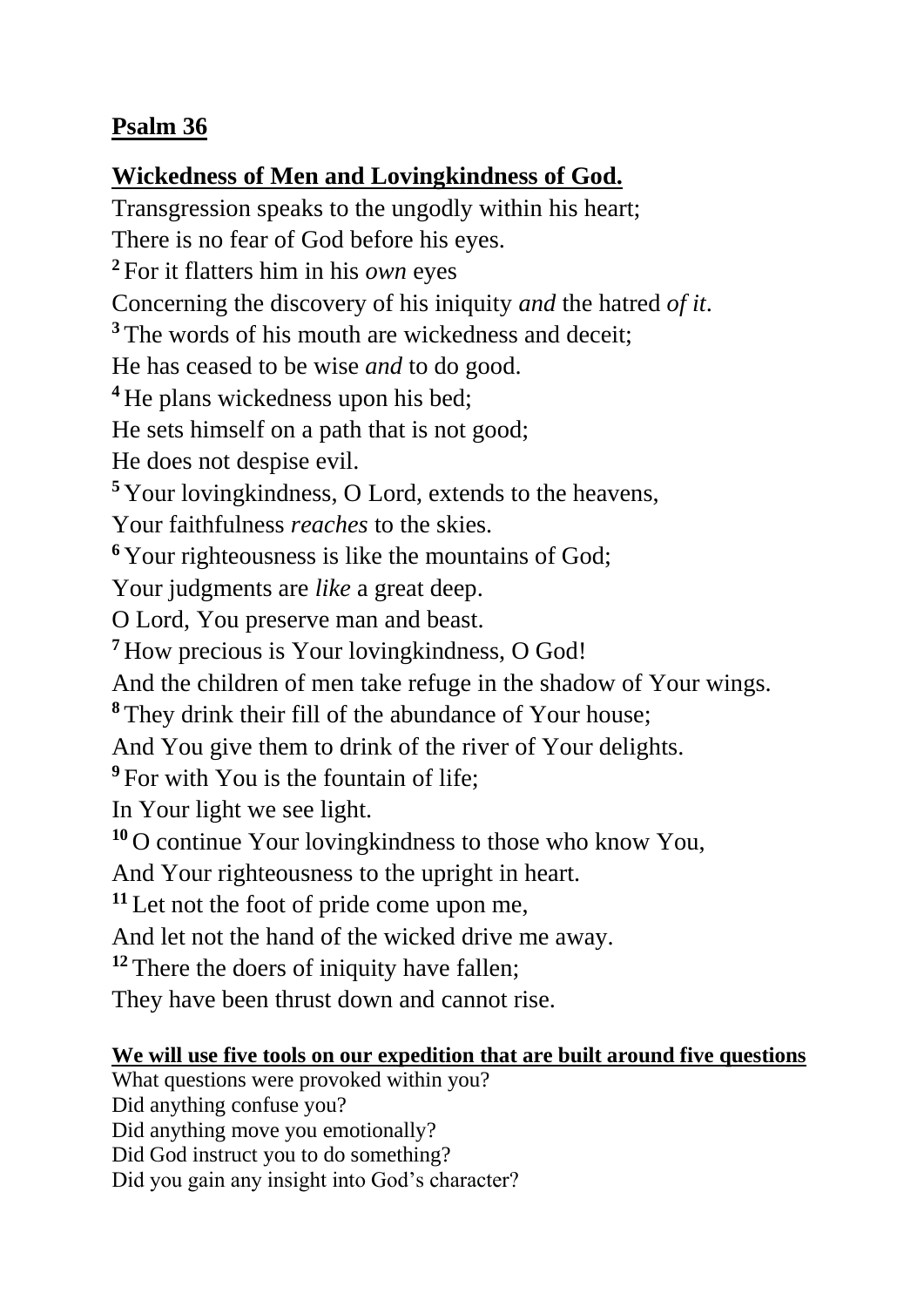**Psalm 36**

**Wickedness of Men and Lovingkindness of God.**

Transgression speaks to the ungodly within his heart;
There is no fear of God before his eyes.
[2] For it flatters him in his *own* eyes
Concerning the discovery of his iniquity *and* the hatred *of it*.
[3] The words of his mouth are wickedness and deceit;
He has ceased to be wise *and* to do good.
[4] He plans wickedness upon his bed;
He sets himself on a path that is not good;
He does not despise evil.
[5] Your lovingkindness, O Lord, extends to the heavens,
Your faithfulness *reaches* to the skies.
[6] Your righteousness is like the mountains of God;
Your judgments are *like* a great deep.
O Lord, You preserve man and beast.
[7] How precious is Your lovingkindness, O God!
And the children of men take refuge in the shadow of Your wings.
[8] They drink their fill of the abundance of Your house;
And You give them to drink of the river of Your delights.
[9] For with You is the fountain of life;
In Your light we see light.
[10] O continue Your lovingkindness to those who know You,
And Your righteousness to the upright in heart.
[11] Let not the foot of pride come upon me,
And let not the hand of the wicked drive me away.
[12] There the doers of iniquity have fallen;
They have been thrust down and cannot rise.

**We will use five tools on our expedition that are built around five questions**

What questions were provoked within you?
Did anything confuse you?
Did anything move you emotionally?
Did God instruct you to do something?
Did you gain any insight into God's character?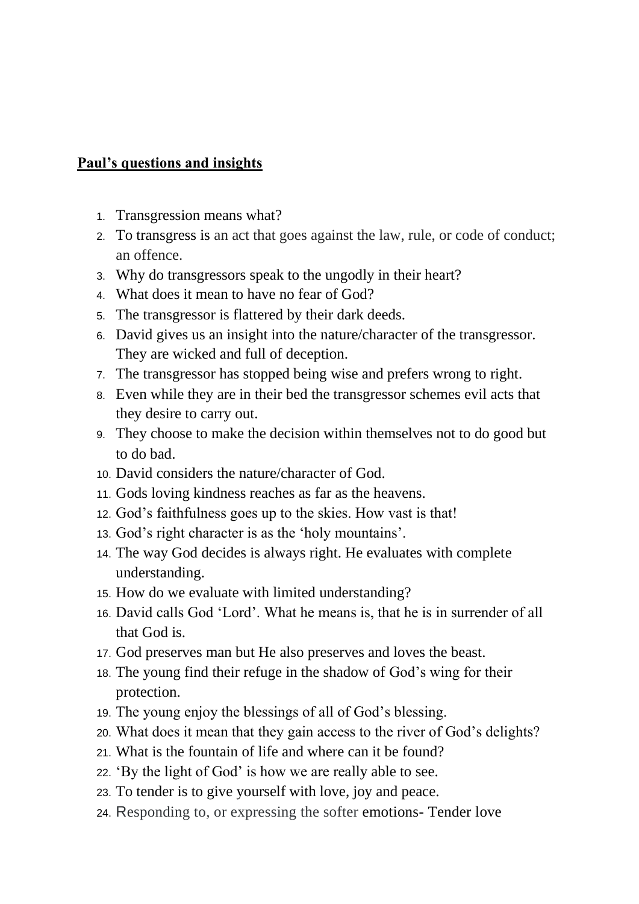**Paul's questions and insights**

1. Transgression means what?
2. To transgress is an act that goes against the law, rule, or code of conduct; an offence.
3. Why do transgressors speak to the ungodly in their heart?
4. What does it mean to have no fear of God?
5. The transgressor is flattered by their dark deeds.
6. David gives us an insight into the nature/character of the transgressor. They are wicked and full of deception.
7. The transgressor has stopped being wise and prefers wrong to right.
8. Even while they are in their bed the transgressor schemes evil acts that they desire to carry out.
9. They choose to make the decision within themselves not to do good but to do bad.
10. David considers the nature/character of God.
11. Gods loving kindness reaches as far as the heavens.
12. God's faithfulness goes up to the skies. How vast is that!
13. God's right character is as the 'holy mountains'.
14. The way God decides is always right. He evaluates with complete understanding.
15. How do we evaluate with limited understanding?
16. David calls God 'Lord'. What he means is, that he is in surrender of all that God is.
17. God preserves man but He also preserves and loves the beast.
18. The young find their refuge in the shadow of God's wing for their protection.
19. The young enjoy the blessings of all of God's blessing.
20. What does it mean that they gain access to the river of God's delights?
21. What is the fountain of life and where can it be found?
22. 'By the light of God' is how we are really able to see.
23. To tender is to give yourself with love, joy and peace.
24. Responding to, or expressing the softer emotions- Tender love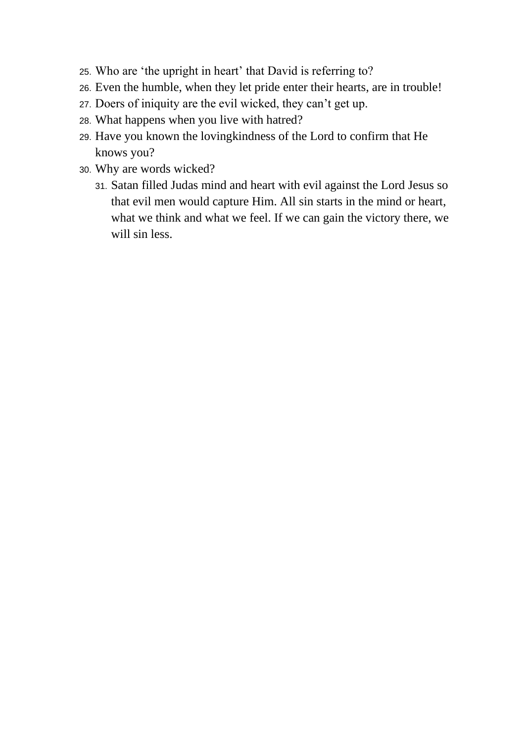25. Who are 'the upright in heart' that David is referring to?
26. Even the humble, when they let pride enter their hearts, are in trouble!
27. Doers of iniquity are the evil wicked, they can't get up.
28. What happens when you live with hatred?
29. Have you known the lovingkindness of the Lord to confirm that He knows you?
30. Why are words wicked?
    31. Satan filled Judas mind and heart with evil against the Lord Jesus so that evil men would capture Him. All sin starts in the mind or heart, what we think and what we feel. If we can gain the victory there, we will sin less.